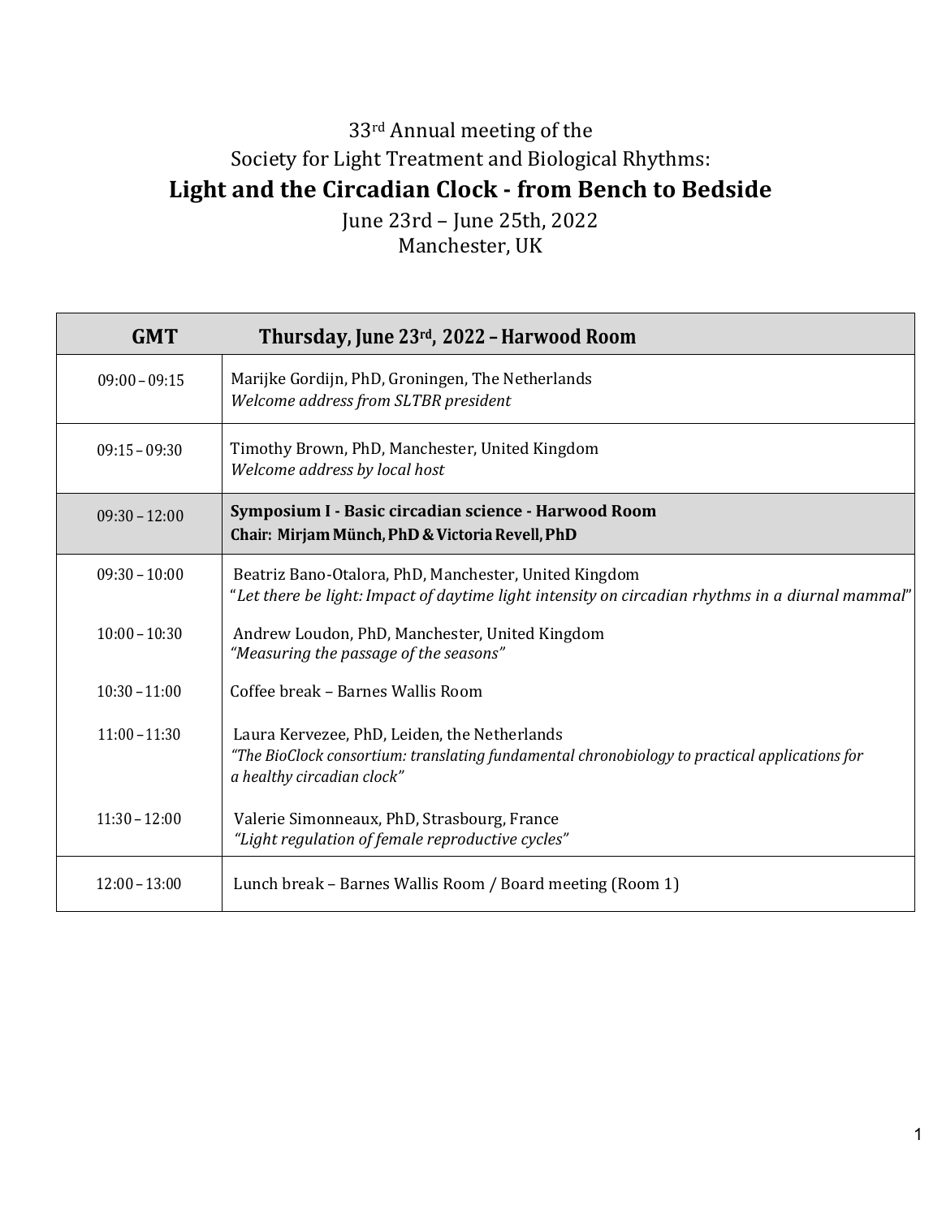33rd Annual meeting of the

Society for Light Treatment and Biological Rhythms:

# Light and the Circadian Clock - from Bench to Bedside

June 23rd – June 25th, 2022

Manchester, UK

| GMT | Thursday, June 23rd, 2022 – Harwood Room |
|---|---|
| 09:00 – 09:15 | Marijke Gordijn, PhD, Groningen, The Netherlands<br>*Welcome address from SLTBR president* |
| 09:15 – 09:30 | Timothy Brown, PhD, Manchester, United Kingdom<br>*Welcome address by local host* |
| 09:30 – 12:00 | **Symposium I - Basic circadian science - Harwood Room**<br>**Chair: Mirjam Münch, PhD & Victoria Revell, PhD** |
| 09:30 – 10:00 | Beatriz Bano-Otalora, PhD, Manchester, United Kingdom<br>"*Let there be light: Impact of daytime light intensity on circadian rhythms in a diurnal mammal*" |
| 10:00 – 10:30 | Andrew Loudon, PhD, Manchester, United Kingdom<br>*"Measuring the passage of the seasons"* |
| 10:30 – 11:00 | Coffee break – Barnes Wallis Room |
| 11:00 – 11:30 | Laura Kervezee, PhD, Leiden, the Netherlands<br>*"The BioClock consortium: translating fundamental chronobiology to practical applications for a healthy circadian clock"* |
| 11:30 – 12:00 | Valerie Simonneaux, PhD, Strasbourg, France<br>*"Light regulation of female reproductive cycles"* |
| 12:00 – 13:00 | Lunch break – Barnes Wallis Room / Board meeting (Room 1) |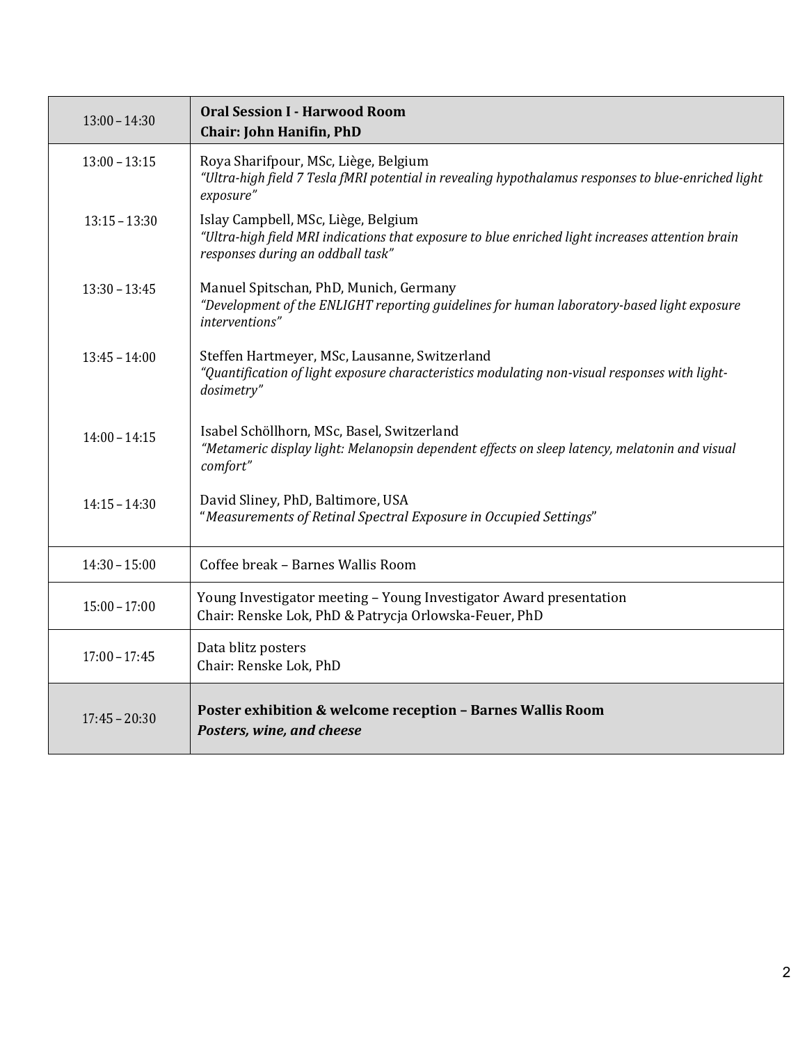| | |
|---|---|
| 13:00 – 14:30 | **Oral Session I - Harwood Room**<br>**Chair: John Hanifin, PhD** |
| 13:00 – 13:15 | Roya Sharifpour, MSc, Liège, Belgium<br>*“Ultra-high field 7 Tesla fMRI potential in revealing hypothalamus responses to blue-enriched light exposure”* |
| 13:15 – 13:30 | Islay Campbell, MSc, Liège, Belgium<br>*“Ultra-high field MRI indications that exposure to blue enriched light increases attention brain responses during an oddball task”* |
| 13:30 – 13:45 | Manuel Spitschan, PhD, Munich, Germany<br>*“Development of the ENLIGHT reporting guidelines for human laboratory-based light exposure interventions”* |
| 13:45 – 14:00 | Steffen Hartmeyer, MSc, Lausanne, Switzerland<br>*“Quantification of light exposure characteristics modulating non-visual responses with light-dosimetry”* |
| 14:00 – 14:15 | Isabel Schöllhorn, MSc, Basel, Switzerland<br>*“Metameric display light: Melanopsin dependent effects on sleep latency, melatonin and visual comfort”* |
| 14:15 – 14:30 | David Sliney, PhD, Baltimore, USA<br>“*Measurements of Retinal Spectral Exposure in Occupied Settings*” |
| 14:30 – 15:00 | Coffee break – Barnes Wallis Room |
| 15:00 – 17:00 | Young Investigator meeting – Young Investigator Award presentation<br>Chair: Renske Lok, PhD & Patrycja Orlowska-Feuer, PhD |
| 17:00 – 17:45 | Data blitz posters<br>Chair: Renske Lok, PhD |
| 17:45 – 20:30 | **Poster exhibition & welcome reception – Barnes Wallis Room**<br>***Posters, wine, and cheese*** |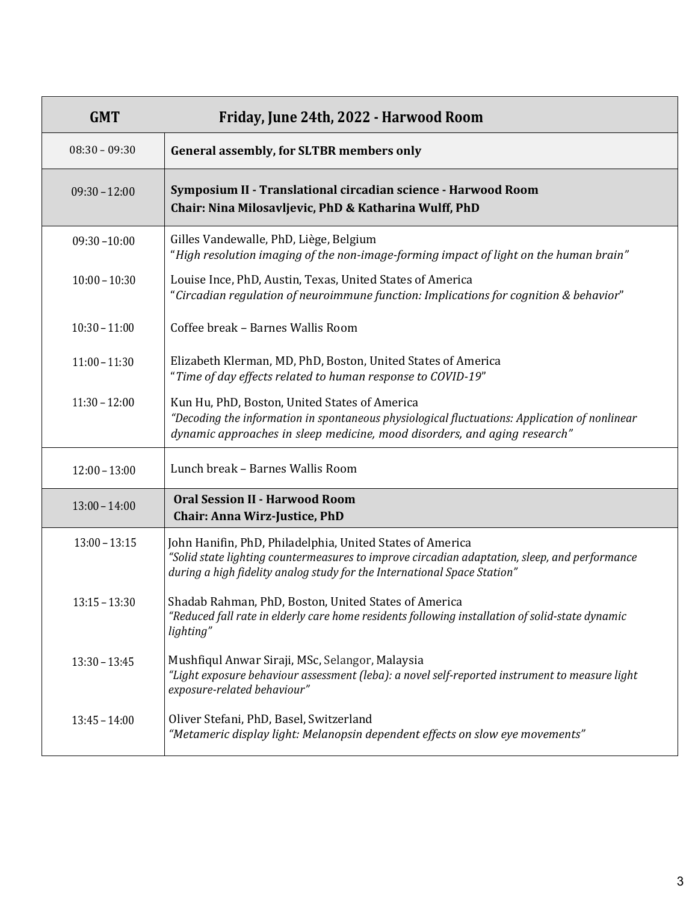| GMT | Friday, June 24th, 2022 - Harwood Room |
|---|---|
| 08:30 – 09:30 | **General assembly, for SLTBR members only** |
| 09:30 – 12:00 | **Symposium II - Translational circadian science - Harwood Room**<br>**Chair: Nina Milosavljevic, PhD & Katharina Wulff, PhD** |
| 09:30 – 10:00 | Gilles Vandewalle, PhD, Liège, Belgium<br>"*High resolution imaging of the non-image-forming impact of light on the human brain*" |
| 10:00 – 10:30 | Louise Ince, PhD, Austin, Texas, United States of America<br>"*Circadian regulation of neuroimmune function: Implications for cognition & behavior*" |
| 10:30 – 11:00 | Coffee break – Barnes Wallis Room |
| 11:00 – 11:30 | Elizabeth Klerman, MD, PhD, Boston, United States of America<br>"*Time of day effects related to human response to COVID-19*" |
| 11:30 – 12:00 | Kun Hu, PhD, Boston, United States of America<br>*"Decoding the information in spontaneous physiological fluctuations: Application of nonlinear dynamic approaches in sleep medicine, mood disorders, and aging research"* |
| 12:00 – 13:00 | Lunch break – Barnes Wallis Room |
| 13:00 – 14:00 | **Oral Session II - Harwood Room**<br>**Chair: Anna Wirz-Justice, PhD** |
| 13:00 – 13:15 | John Hanifin, PhD, Philadelphia, United States of America<br>*"Solid state lighting countermeasures to improve circadian adaptation, sleep, and performance during a high fidelity analog study for the International Space Station"* |
| 13:15 – 13:30 | Shadab Rahman, PhD, Boston, United States of America<br>*"Reduced fall rate in elderly care home residents following installation of solid-state dynamic lighting"* |
| 13:30 – 13:45 | Mushfiqul Anwar Siraji, MSc, Selangor, Malaysia<br>*"Light exposure behaviour assessment (leba): a novel self-reported instrument to measure light exposure-related behaviour"* |
| 13:45 – 14:00 | Oliver Stefani, PhD, Basel, Switzerland<br>*"Metameric display light: Melanopsin dependent effects on slow eye movements"* |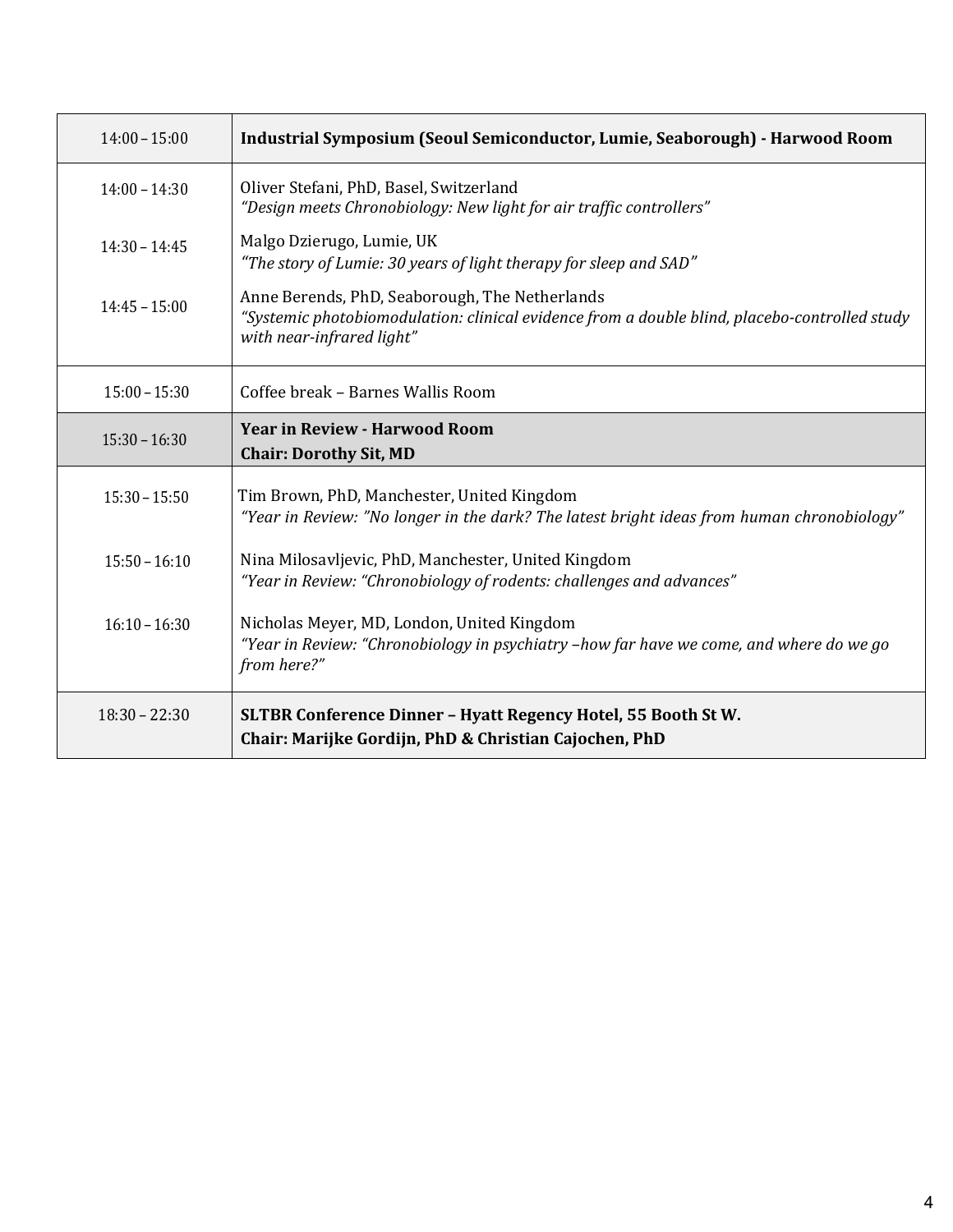| | |
|---|---|
| 14:00 – 15:00 | **Industrial Symposium (Seoul Semiconductor, Lumie, Seaborough) - Harwood Room** |
| 14:00 – 14:30 | Oliver Stefani, PhD, Basel, Switzerland<br>*"Design meets Chronobiology: New light for air traffic controllers"* |
| 14:30 – 14:45 | Malgo Dzierugo, Lumie, UK<br>*"The story of Lumie: 30 years of light therapy for sleep and SAD"* |
| 14:45 – 15:00 | Anne Berends, PhD, Seaborough, The Netherlands<br>*"Systemic photobiomodulation: clinical evidence from a double blind, placebo-controlled study with near-infrared light"* |
| 15:00 – 15:30 | Coffee break – Barnes Wallis Room |
| 15:30 – 16:30 | **Year in Review - Harwood Room**<br>**Chair: Dorothy Sit, MD** |
| 15:30 – 15:50 | Tim Brown, PhD, Manchester, United Kingdom<br>*"Year in Review: "No longer in the dark? The latest bright ideas from human chronobiology"* |
| 15:50 – 16:10 | Nina Milosavljevic, PhD, Manchester, United Kingdom<br>*"Year in Review: "Chronobiology of rodents: challenges and advances"* |
| 16:10 – 16:30 | Nicholas Meyer, MD, London, United Kingdom<br>*"Year in Review: "Chronobiology in psychiatry –how far have we come, and where do we go from here?"* |
| 18:30 – 22:30 | **SLTBR Conference Dinner – Hyatt Regency Hotel, 55 Booth St W.**<br>**Chair: Marijke Gordijn, PhD & Christian Cajochen, PhD** |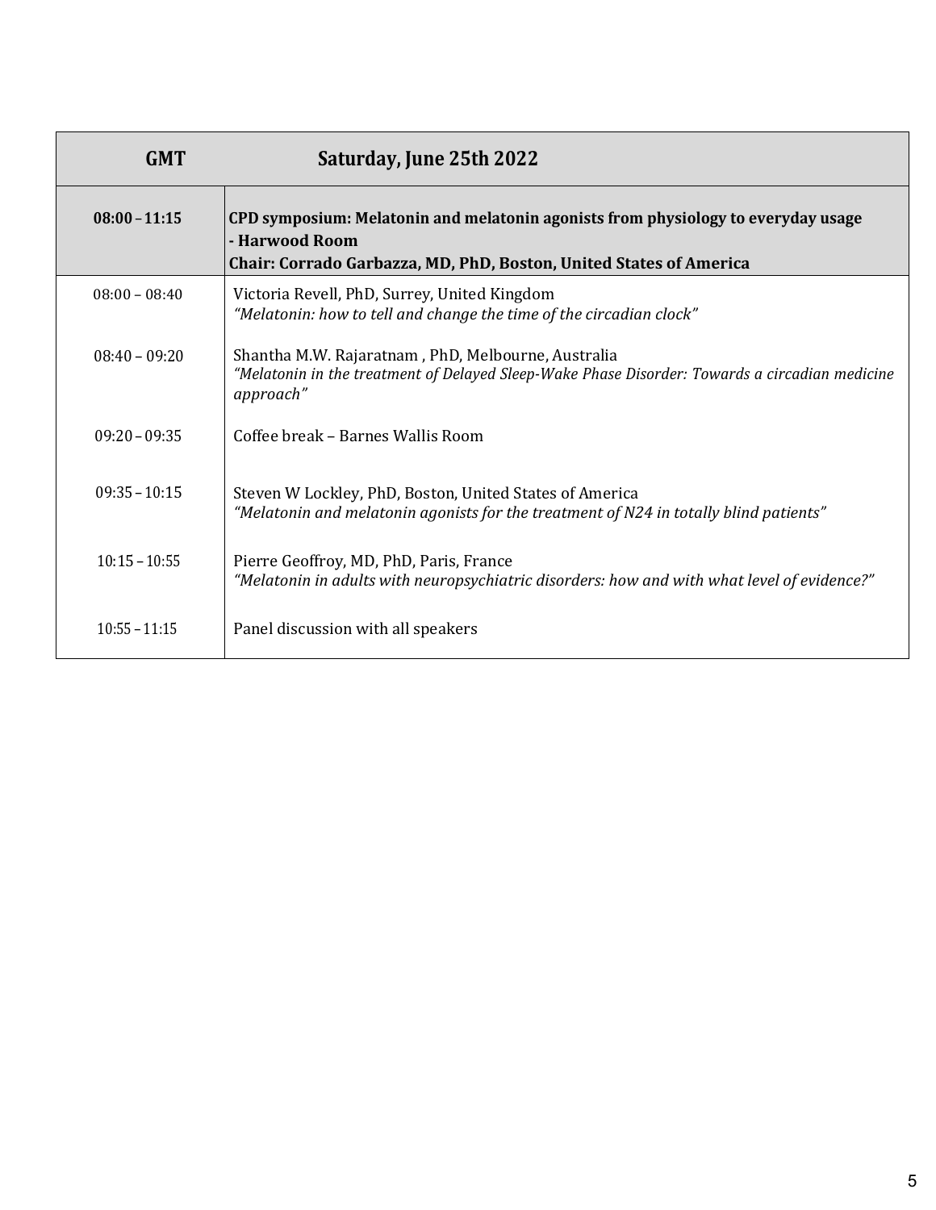| GMT | Saturday, June 25th 2022 |
|---|---|
| **08:00 – 11:15** | **CPD symposium: Melatonin and melatonin agonists from physiology to everyday usage - Harwood Room**<br>**Chair: Corrado Garbazza, MD, PhD, Boston, United States of America** |
| 08:00 – 08:40 | Victoria Revell, PhD, Surrey, United Kingdom<br>*"Melatonin: how to tell and change the time of the circadian clock"* |
| 08:40 – 09:20 | Shantha M.W. Rajaratnam , PhD, Melbourne, Australia<br>*"Melatonin in the treatment of Delayed Sleep-Wake Phase Disorder: Towards a circadian medicine approach"* |
| 09:20 – 09:35 | Coffee break – Barnes Wallis Room |
| 09:35 – 10:15 | Steven W Lockley, PhD, Boston, United States of America<br>*"Melatonin and melatonin agonists for the treatment of N24 in totally blind patients"* |
| 10:15 – 10:55 | Pierre Geoffroy, MD, PhD, Paris, France<br>*"Melatonin in adults with neuropsychiatric disorders: how and with what level of evidence?"* |
| 10:55 – 11:15 | Panel discussion with all speakers |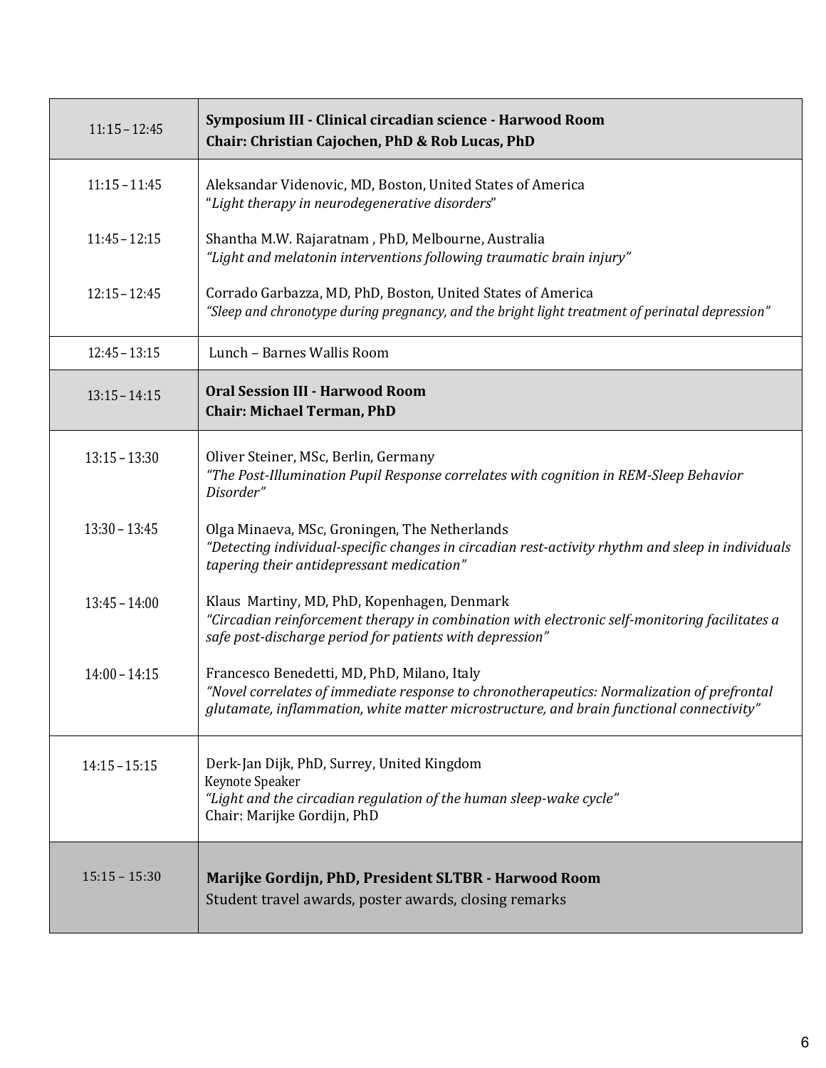| | |
|---|---|
| 11:15 – 12:45 | **Symposium III - Clinical circadian science - Harwood Room**<br>**Chair: Christian Cajochen, PhD & Rob Lucas, PhD** |
| 11:15 – 11:45<br><br>11:45 – 12:15<br><br>12:15 – 12:45 | Aleksandar Videnovic, MD, Boston, United States of America<br>"*Light therapy in neurodegenerative disorders*"<br><br>Shantha M.W. Rajaratnam , PhD, Melbourne, Australia<br>*"Light and melatonin interventions following traumatic brain injury"*<br><br>Corrado Garbazza, MD, PhD, Boston, United States of America<br>*"Sleep and chronotype during pregnancy, and the bright light treatment of perinatal depression"* |
| 12:45 – 13:15 | Lunch – Barnes Wallis Room |
| 13:15 – 14:15 | **Oral Session III - Harwood Room**<br>**Chair: Michael Terman, PhD** |
| 13:15 – 13:30<br><br>13:30 – 13:45<br><br>13:45 – 14:00<br><br>14:00 – 14:15 | Oliver Steiner, MSc, Berlin, Germany<br>*"The Post-Illumination Pupil Response correlates with cognition in REM-Sleep Behavior Disorder"*<br><br>Olga Minaeva, MSc, Groningen, The Netherlands<br>*"Detecting individual-specific changes in circadian rest-activity rhythm and sleep in individuals tapering their antidepressant medication"*<br><br>Klaus Martiny, MD, PhD, Kopenhagen, Denmark<br>*"Circadian reinforcement therapy in combination with electronic self-monitoring facilitates a safe post-discharge period for patients with depression"*<br><br>Francesco Benedetti, MD, PhD, Milano, Italy<br>*"Novel correlates of immediate response to chronotherapeutics: Normalization of prefrontal glutamate, inflammation, white matter microstructure, and brain functional connectivity"* |
| 14:15 – 15:15 | Derk-Jan Dijk, PhD, Surrey, United Kingdom<br>Keynote Speaker<br>*"Light and the circadian regulation of the human sleep-wake cycle"*<br>Chair: Marijke Gordijn, PhD |
| 15:15 – 15:30 | **Marijke Gordijn, PhD, President SLTBR - Harwood Room**<br>Student travel awards, poster awards, closing remarks |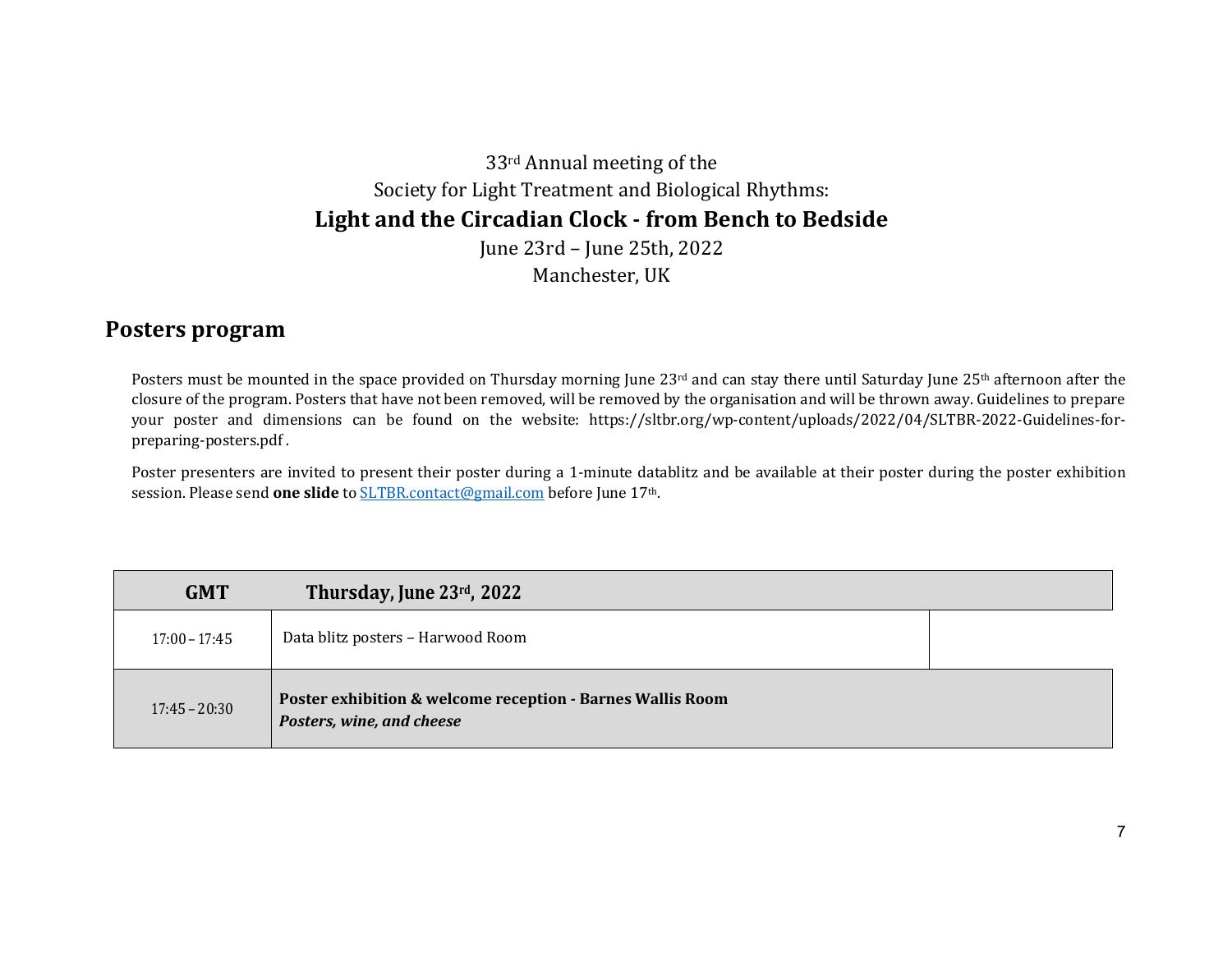33rd Annual meeting of the

Society for Light Treatment and Biological Rhythms:

**Light and the Circadian Clock - from Bench to Bedside**

June 23rd – June 25th, 2022

Manchester, UK

## Posters program

Posters must be mounted in the space provided on Thursday morning June 23rd and can stay there until Saturday June 25th afternoon after the closure of the program. Posters that have not been removed, will be removed by the organisation and will be thrown away. Guidelines to prepare your poster and dimensions can be found on the website: https://sltbr.org/wp-content/uploads/2022/04/SLTBR-2022-Guidelines-for-preparing-posters.pdf .

Poster presenters are invited to present their poster during a 1-minute datablitz and be available at their poster during the poster exhibition session. Please send **one slide** to SLTBR.contact@gmail.com before June 17th.

| GMT | Thursday, June 23rd, 2022 | |
|---|---|---|
| 17:00 – 17:45 | Data blitz posters – Harwood Room | |
| 17:45 – 20:30 | **Poster exhibition & welcome reception - Barnes Wallis Room** ***Posters, wine, and cheese*** | |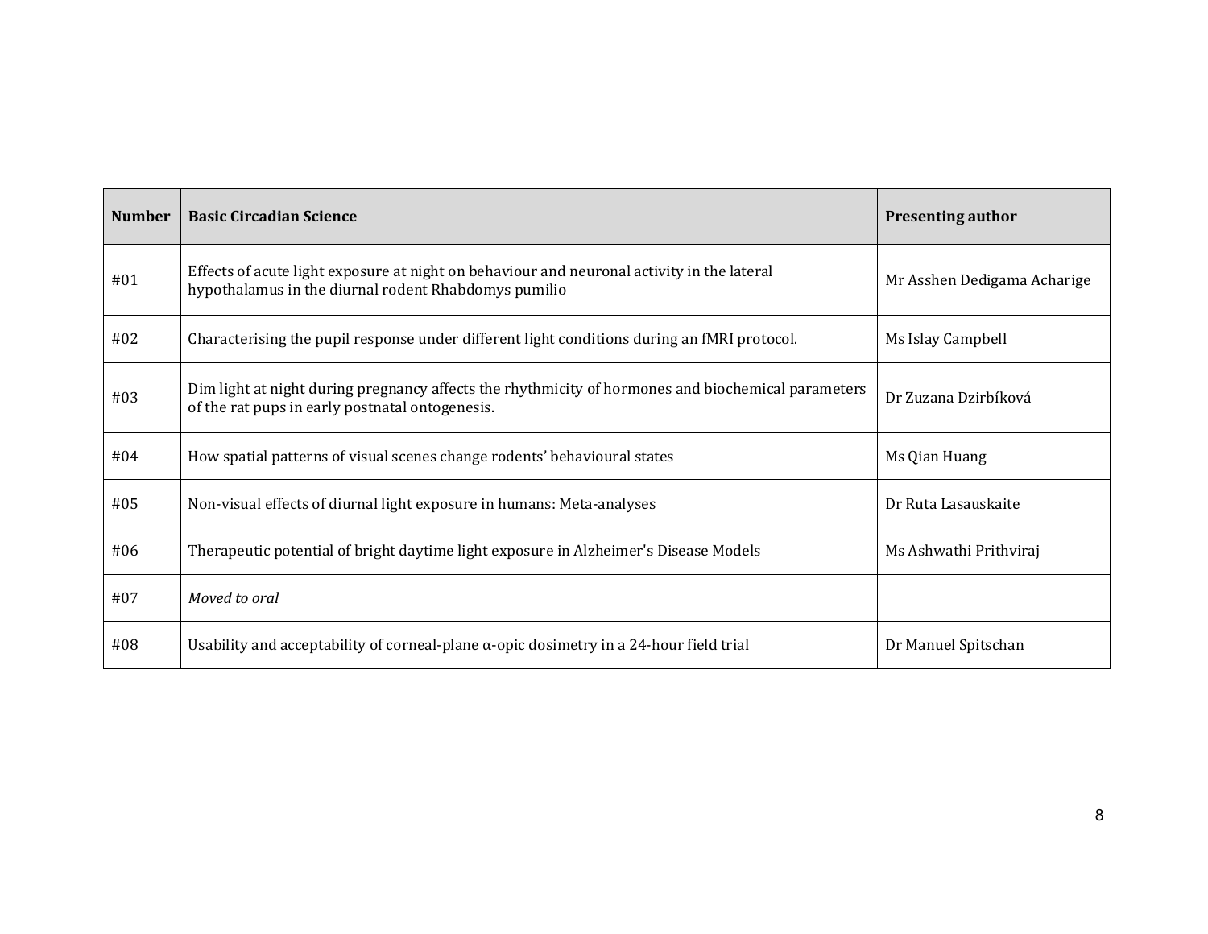| Number | Basic Circadian Science | Presenting author |
|---|---|---|
| #01 | Effects of acute light exposure at night on behaviour and neuronal activity in the lateral hypothalamus in the diurnal rodent Rhabdomys pumilio | Mr Asshen Dedigama Acharige |
| #02 | Characterising the pupil response under different light conditions during an fMRI protocol. | Ms Islay Campbell |
| #03 | Dim light at night during pregnancy affects the rhythmicity of hormones and biochemical parameters of the rat pups in early postnatal ontogenesis. | Dr Zuzana Dzirbíková |
| #04 | How spatial patterns of visual scenes change rodents' behavioural states | Ms Qian Huang |
| #05 | Non-visual effects of diurnal light exposure in humans: Meta-analyses | Dr Ruta Lasauskaite |
| #06 | Therapeutic potential of bright daytime light exposure in Alzheimer's Disease Models | Ms Ashwathi Prithviraj |
| #07 | *Moved to oral* | |
| #08 | Usability and acceptability of corneal-plane α-opic dosimetry in a 24-hour field trial | Dr Manuel Spitschan |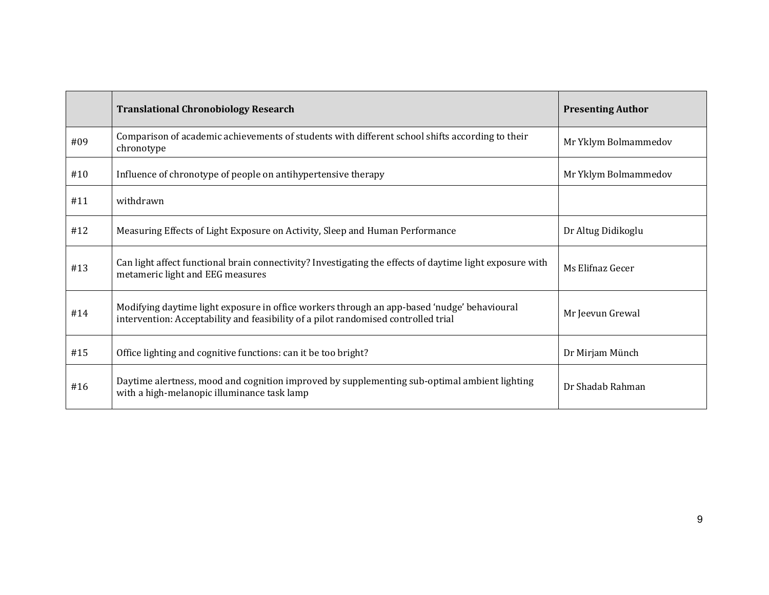| | Translational Chronobiology Research | Presenting Author |
|---|---|---|
| #09 | Comparison of academic achievements of students with different school shifts according to their chronotype | Mr Yklym Bolmammedov |
| #10 | Influence of chronotype of people on antihypertensive therapy | Mr Yklym Bolmammedov |
| #11 | withdrawn | |
| #12 | Measuring Effects of Light Exposure on Activity, Sleep and Human Performance | Dr Altug Didikoglu |
| #13 | Can light affect functional brain connectivity? Investigating the effects of daytime light exposure with metameric light and EEG measures | Ms Elifnaz Gecer |
| #14 | Modifying daytime light exposure in office workers through an app-based 'nudge' behavioural intervention: Acceptability and feasibility of a pilot randomised controlled trial | Mr Jeevun Grewal |
| #15 | Office lighting and cognitive functions: can it be too bright? | Dr Mirjam Münch |
| #16 | Daytime alertness, mood and cognition improved by supplementing sub-optimal ambient lighting with a high-melanopic illuminance task lamp | Dr Shadab Rahman |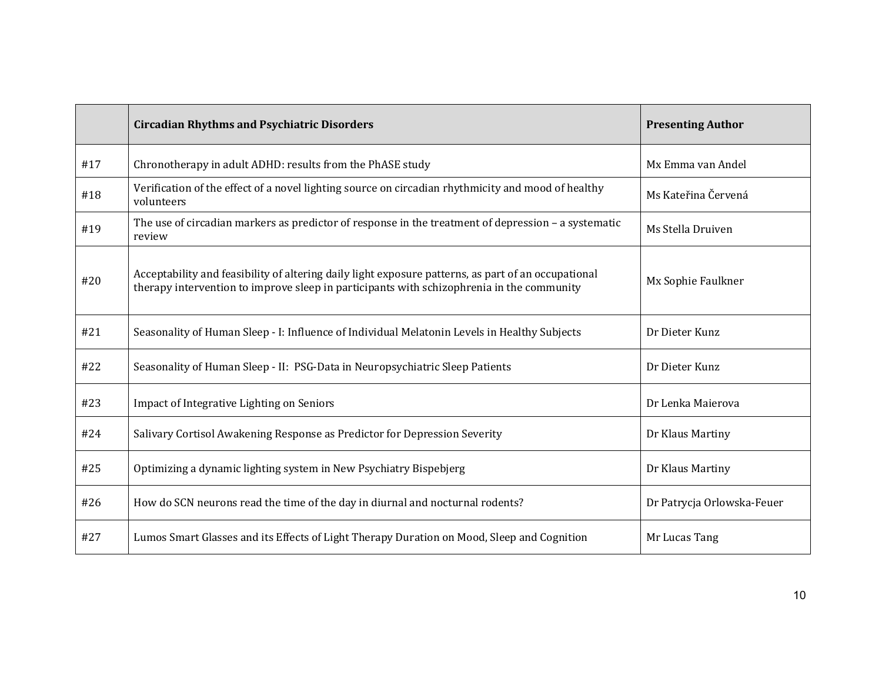| | Circadian Rhythms and Psychiatric Disorders | Presenting Author |
|---|---|---|
| #17 | Chronotherapy in adult ADHD: results from the PhASE study | Mx Emma van Andel |
| #18 | Verification of the effect of a novel lighting source on circadian rhythmicity and mood of healthy volunteers | Ms Kateřina Červená |
| #19 | The use of circadian markers as predictor of response in the treatment of depression – a systematic review | Ms Stella Druiven |
| #20 | Acceptability and feasibility of altering daily light exposure patterns, as part of an occupational therapy intervention to improve sleep in participants with schizophrenia in the community | Mx Sophie Faulkner |
| #21 | Seasonality of Human Sleep - I: Influence of Individual Melatonin Levels in Healthy Subjects | Dr Dieter Kunz |
| #22 | Seasonality of Human Sleep - II: PSG-Data in Neuropsychiatric Sleep Patients | Dr Dieter Kunz |
| #23 | Impact of Integrative Lighting on Seniors | Dr Lenka Maierova |
| #24 | Salivary Cortisol Awakening Response as Predictor for Depression Severity | Dr Klaus Martiny |
| #25 | Optimizing a dynamic lighting system in New Psychiatry Bispebjerg | Dr Klaus Martiny |
| #26 | How do SCN neurons read the time of the day in diurnal and nocturnal rodents? | Dr Patrycja Orlowska-Feuer |
| #27 | Lumos Smart Glasses and its Effects of Light Therapy Duration on Mood, Sleep and Cognition | Mr Lucas Tang |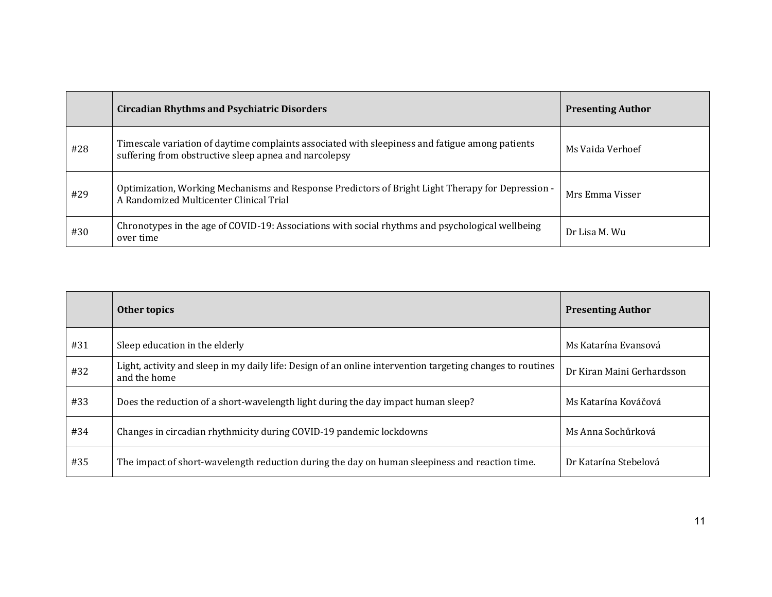| | Circadian Rhythms and Psychiatric Disorders | Presenting Author |
|---|---|---|
| #28 | Timescale variation of daytime complaints associated with sleepiness and fatigue among patients suffering from obstructive sleep apnea and narcolepsy | Ms Vaida Verhoef |
| #29 | Optimization, Working Mechanisms and Response Predictors of Bright Light Therapy for Depression - A Randomized Multicenter Clinical Trial | Mrs Emma Visser |
| #30 | Chronotypes in the age of COVID-19: Associations with social rhythms and psychological wellbeing over time | Dr Lisa M. Wu |

| | Other topics | Presenting Author |
|---|---|---|
| #31 | Sleep education in the elderly | Ms Katarína Evansová |
| #32 | Light, activity and sleep in my daily life: Design of an online intervention targeting changes to routines and the home | Dr Kiran Maini Gerhardsson |
| #33 | Does the reduction of a short-wavelength light during the day impact human sleep? | Ms Katarína Kováčová |
| #34 | Changes in circadian rhythmicity during COVID-19 pandemic lockdowns | Ms Anna Sochůrková |
| #35 | The impact of short-wavelength reduction during the day on human sleepiness and reaction time. | Dr Katarína Stebelová |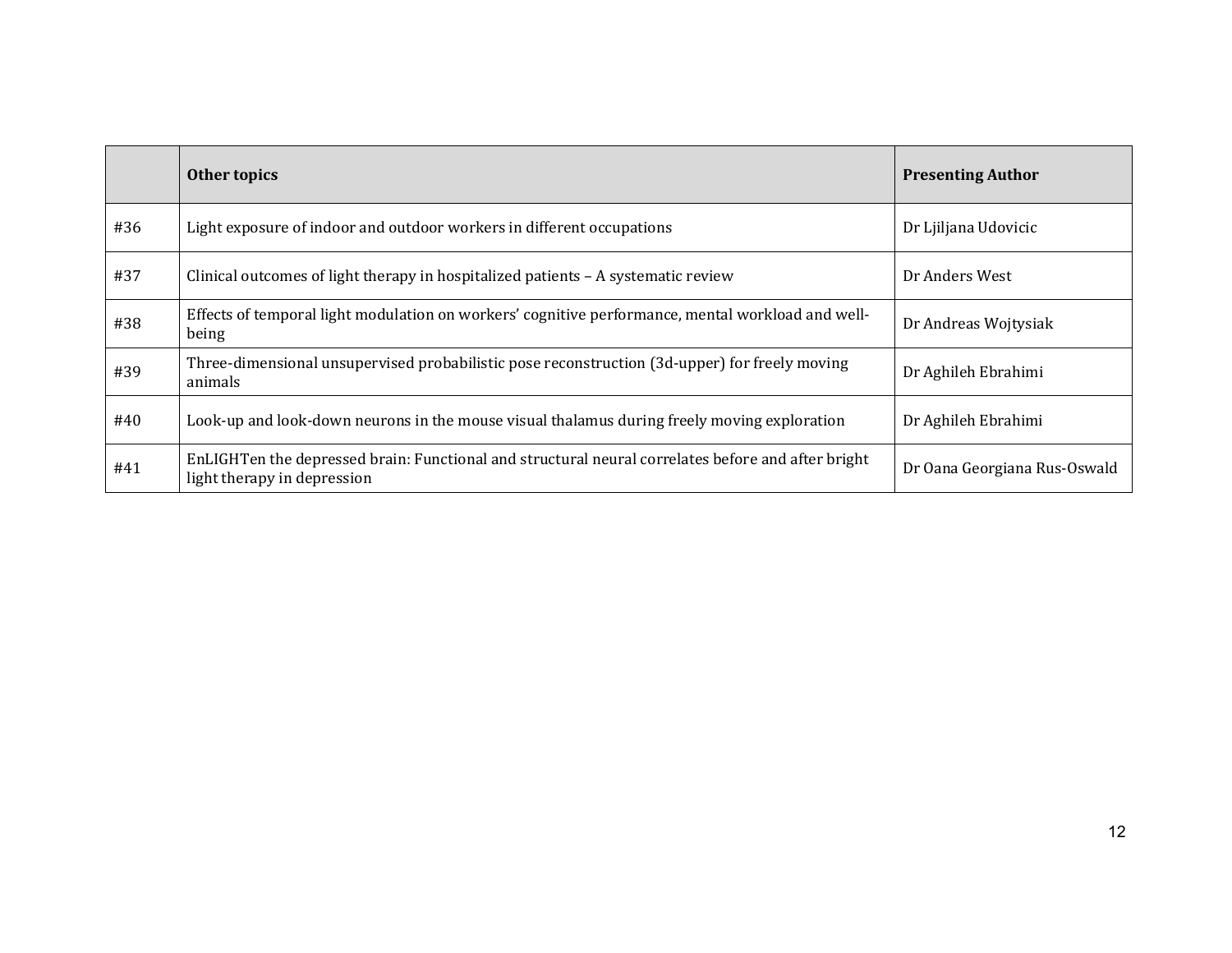| | **Other topics** | **Presenting Author** |
|---|---|---|
| #36 | Light exposure of indoor and outdoor workers in different occupations | Dr Ljiljana Udovicic |
| #37 | Clinical outcomes of light therapy in hospitalized patients – A systematic review | Dr Anders West |
| #38 | Effects of temporal light modulation on workers' cognitive performance, mental workload and well-being | Dr Andreas Wojtysiak |
| #39 | Three-dimensional unsupervised probabilistic pose reconstruction (3d-upper) for freely moving animals | Dr Aghileh Ebrahimi |
| #40 | Look-up and look-down neurons in the mouse visual thalamus during freely moving exploration | Dr Aghileh Ebrahimi |
| #41 | EnLIGHTen the depressed brain: Functional and structural neural correlates before and after bright light therapy in depression | Dr Oana Georgiana Rus-Oswald |